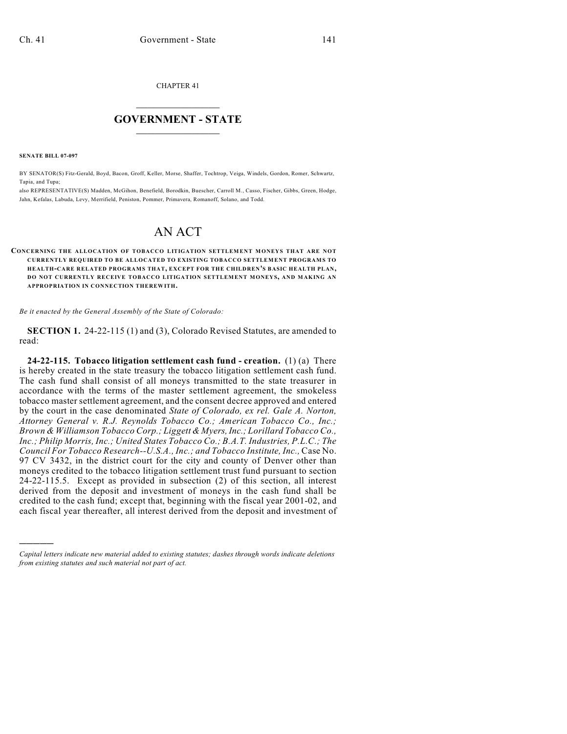CHAPTER 41

# GOVERNMENT - STATE

**SENATE BILL 07-097**

BY SENATOR(S) Fitz-Gerald, Boyd, Bacon, Groff, Keller, Morse, Shaffer, Tochtrop, Veiga, Windels, Gordon, Romer, Schwartz, Tapia, and Tupa;

also REPRESENTATIVE(S) Madden, McGihon, Benefield, Borodkin, Buescher, Carroll M., Casso, Fischer, Gibbs, Green, Hodge, Jahn, Kefalas, Labuda, Levy, Merrifield, Peniston, Pommer, Primavera, Romanoff, Solano, and Todd.

## AN ACT

**CONCERNING THE ALLOCATION OF TOBACCO LITIGATION SETTLEMENT MONEYS THAT ARE NOT CURRENTLY REQUIRED TO BE ALLOCATED TO EXISTING TOBACCO SETTLEMENT PROGRAMS TO HEALTH-CARE RELATED PROGRAMS THAT, EXCEPT FOR THE CHILDREN'S BASIC HEALTH PLAN, DO NOT CURRENTLY RECEIVE TOBACCO LITIGATION SETTLEMENT MONEYS, AND MAKING AN APPROPRIATION IN CONNECTION THEREWITH.**

*Be it enacted by the General Assembly of the State of Colorado:*

**SECTION 1.** 24-22-115 (1) and (3), Colorado Revised Statutes, are amended to read:

**24-22-115. Tobacco litigation settlement cash fund - creation.** (1) (a) There is hereby created in the state treasury the tobacco litigation settlement cash fund. The cash fund shall consist of all moneys transmitted to the state treasurer in accordance with the terms of the master settlement agreement, the smokeless tobacco master settlement agreement, and the consent decree approved and entered by the court in the case denominated *State of Colorado, ex rel. Gale A. Norton, Attorney General v. R.J. Reynolds Tobacco Co.; American Tobacco Co., Inc.; Brown & Williamson Tobacco Corp.; Liggett & Myers, Inc.; Lorillard Tobacco Co., Inc.; Philip Morris, Inc.; United States Tobacco Co.; B.A.T. Industries, P.L.C.; The Council For Tobacco Research--U.S.A., Inc.; and Tobacco Institute, Inc.,* Case No. 97 CV 3432, in the district court for the city and county of Denver other than moneys credited to the tobacco litigation settlement trust fund pursuant to section 24-22-115.5. Except as provided in subsection (2) of this section, all interest derived from the deposit and investment of moneys in the cash fund shall be credited to the cash fund; except that, beginning with the fiscal year 2001-02, and each fiscal year thereafter, all interest derived from the deposit and investment of

---

*Capital letters indicate new material added to existing statutes; dashes through words indicate deletions from existing statutes and such material not part of act.*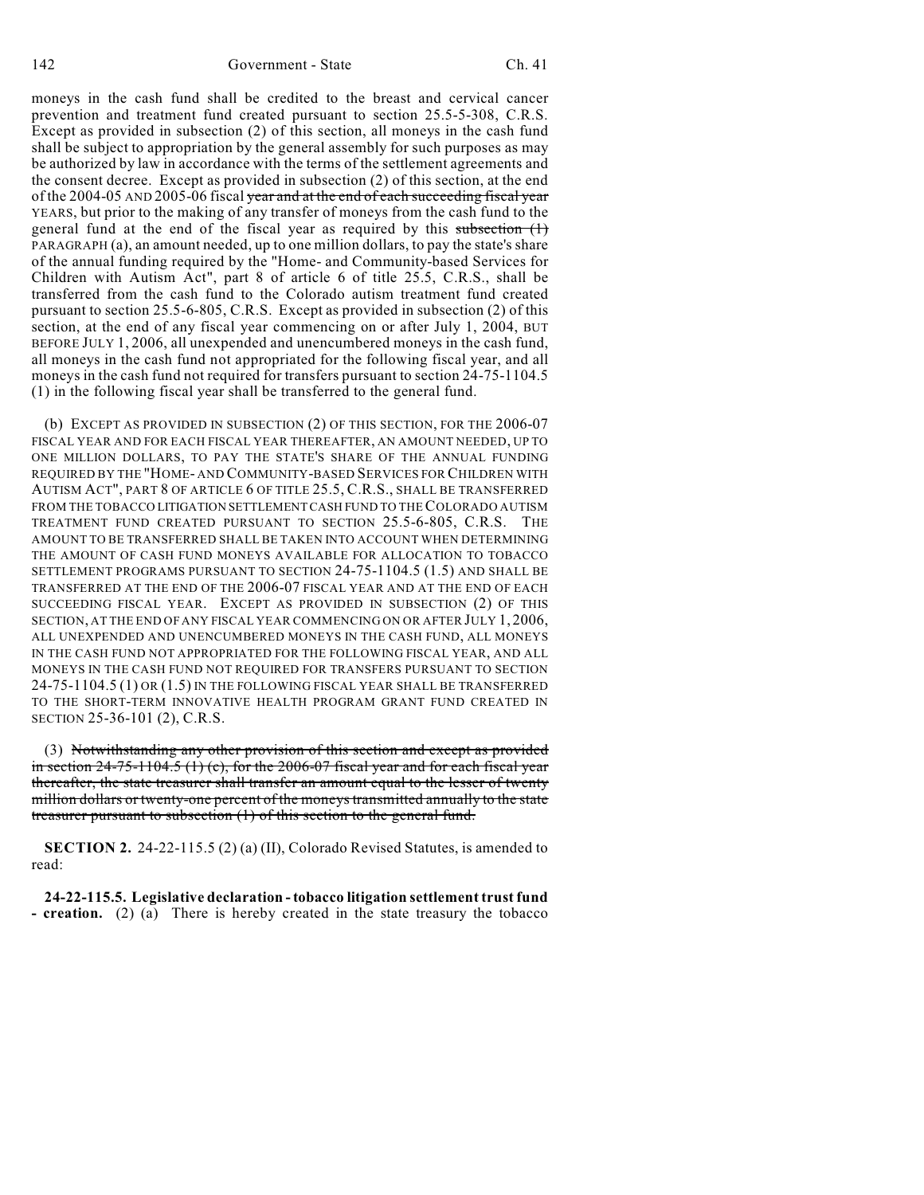moneys in the cash fund shall be credited to the breast and cervical cancer prevention and treatment fund created pursuant to section 25.5-5-308, C.R.S. Except as provided in subsection (2) of this section, all moneys in the cash fund shall be subject to appropriation by the general assembly for such purposes as may be authorized by law in accordance with the terms of the settlement agreements and the consent decree. Except as provided in subsection (2) of this section, at the end of the 2004-05 AND 2005-06 fiscal ~~year and at the end of each succeeding fiscal year~~ YEARS, but prior to the making of any transfer of moneys from the cash fund to the general fund at the end of the fiscal year as required by this ~~subsection (1)~~ PARAGRAPH (a), an amount needed, up to one million dollars, to pay the state's share of the annual funding required by the "Home- and Community-based Services for Children with Autism Act", part 8 of article 6 of title 25.5, C.R.S., shall be transferred from the cash fund to the Colorado autism treatment fund created pursuant to section 25.5-6-805, C.R.S. Except as provided in subsection (2) of this section, at the end of any fiscal year commencing on or after July 1, 2004, BUT BEFORE JULY 1, 2006, all unexpended and unencumbered moneys in the cash fund, all moneys in the cash fund not appropriated for the following fiscal year, and all moneys in the cash fund not required for transfers pursuant to section 24-75-1104.5 (1) in the following fiscal year shall be transferred to the general fund.

(b) EXCEPT AS PROVIDED IN SUBSECTION (2) OF THIS SECTION, FOR THE 2006-07 FISCAL YEAR AND FOR EACH FISCAL YEAR THEREAFTER, AN AMOUNT NEEDED, UP TO ONE MILLION DOLLARS, TO PAY THE STATE'S SHARE OF THE ANNUAL FUNDING REQUIRED BY THE "HOME- AND COMMUNITY-BASED SERVICES FOR CHILDREN WITH AUTISM ACT", PART 8 OF ARTICLE 6 OF TITLE 25.5, C.R.S., SHALL BE TRANSFERRED FROM THE TOBACCO LITIGATION SETTLEMENT CASH FUND TO THE COLORADO AUTISM TREATMENT FUND CREATED PURSUANT TO SECTION 25.5-6-805, C.R.S. THE AMOUNT TO BE TRANSFERRED SHALL BE TAKEN INTO ACCOUNT WHEN DETERMINING THE AMOUNT OF CASH FUND MONEYS AVAILABLE FOR ALLOCATION TO TOBACCO SETTLEMENT PROGRAMS PURSUANT TO SECTION 24-75-1104.5 (1.5) AND SHALL BE TRANSFERRED AT THE END OF THE 2006-07 FISCAL YEAR AND AT THE END OF EACH SUCCEEDING FISCAL YEAR. EXCEPT AS PROVIDED IN SUBSECTION (2) OF THIS SECTION, AT THE END OF ANY FISCAL YEAR COMMENCING ON OR AFTER JULY 1, 2006, ALL UNEXPENDED AND UNENCUMBERED MONEYS IN THE CASH FUND, ALL MONEYS IN THE CASH FUND NOT APPROPRIATED FOR THE FOLLOWING FISCAL YEAR, AND ALL MONEYS IN THE CASH FUND NOT REQUIRED FOR TRANSFERS PURSUANT TO SECTION 24-75-1104.5 (1) OR (1.5) IN THE FOLLOWING FISCAL YEAR SHALL BE TRANSFERRED TO THE SHORT-TERM INNOVATIVE HEALTH PROGRAM GRANT FUND CREATED IN SECTION 25-36-101 (2), C.R.S.

(3) ~~Notwithstanding any other provision of this section and except as provided in section 24-75-1104.5 (1) (c), for the 2006-07 fiscal year and for each fiscal year thereafter, the state treasurer shall transfer an amount equal to the lesser of twenty million dollars or twenty-one percent of the moneys transmitted annually to the state treasurer pursuant to subsection (1) of this section to the general fund.~~

**SECTION 2.** 24-22-115.5 (2) (a) (II), Colorado Revised Statutes, is amended to read:

**24-22-115.5. Legislative declaration - tobacco litigation settlement trust fund - creation.** (2) (a) There is hereby created in the state treasury the tobacco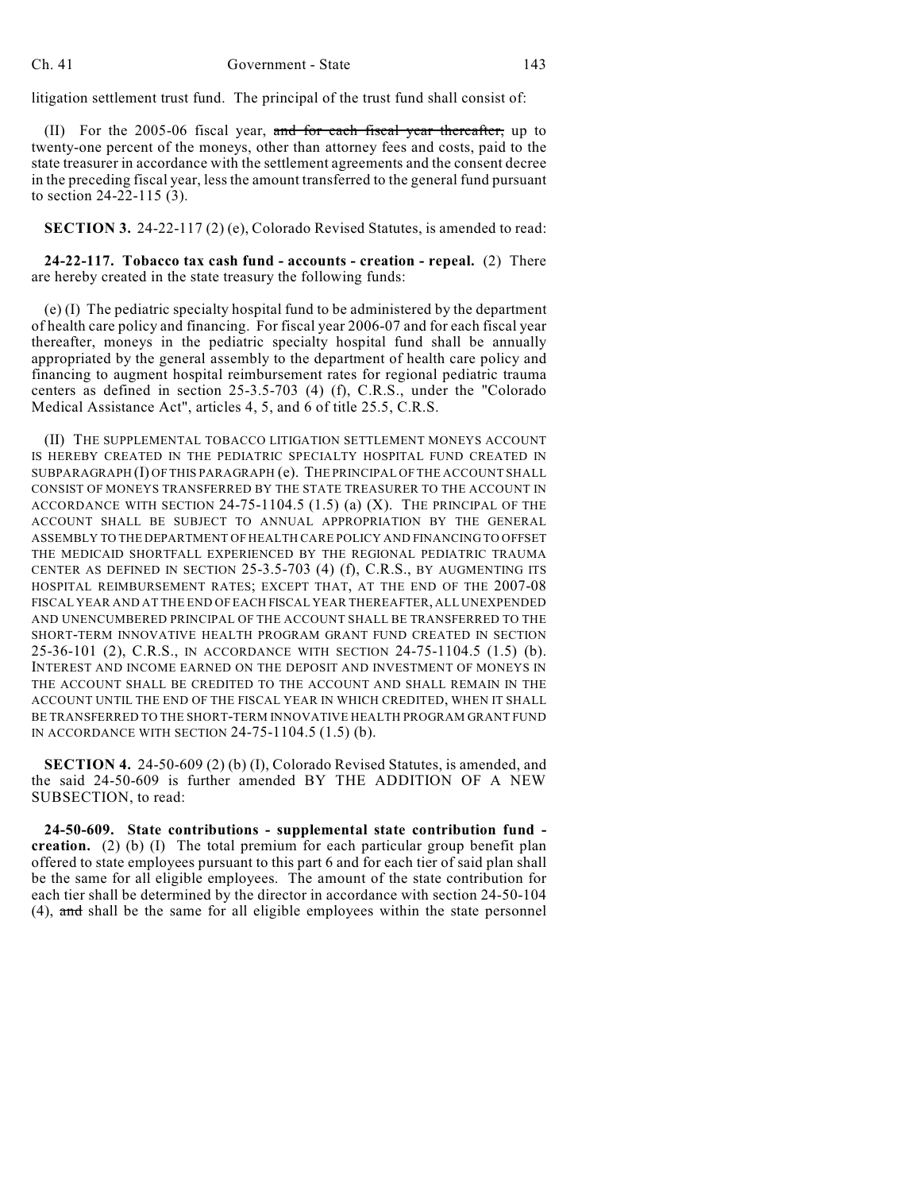litigation settlement trust fund. The principal of the trust fund shall consist of:

(II) For the 2005-06 fiscal year, ~~and for each fiscal year thereafter,~~ up to twenty-one percent of the moneys, other than attorney fees and costs, paid to the state treasurer in accordance with the settlement agreements and the consent decree in the preceding fiscal year, less the amount transferred to the general fund pursuant to section 24-22-115 (3).

**SECTION 3.** 24-22-117 (2) (e), Colorado Revised Statutes, is amended to read:

**24-22-117. Tobacco tax cash fund - accounts - creation - repeal.** (2) There are hereby created in the state treasury the following funds:

(e) (I) The pediatric specialty hospital fund to be administered by the department of health care policy and financing. For fiscal year 2006-07 and for each fiscal year thereafter, moneys in the pediatric specialty hospital fund shall be annually appropriated by the general assembly to the department of health care policy and financing to augment hospital reimbursement rates for regional pediatric trauma centers as defined in section 25-3.5-703 (4) (f), C.R.S., under the "Colorado Medical Assistance Act", articles 4, 5, and 6 of title 25.5, C.R.S.

(II) THE SUPPLEMENTAL TOBACCO LITIGATION SETTLEMENT MONEYS ACCOUNT IS HEREBY CREATED IN THE PEDIATRIC SPECIALTY HOSPITAL FUND CREATED IN SUBPARAGRAPH (I) OF THIS PARAGRAPH (e). THE PRINCIPAL OF THE ACCOUNT SHALL CONSIST OF MONEYS TRANSFERRED BY THE STATE TREASURER TO THE ACCOUNT IN ACCORDANCE WITH SECTION 24-75-1104.5 (1.5) (a) (X). THE PRINCIPAL OF THE ACCOUNT SHALL BE SUBJECT TO ANNUAL APPROPRIATION BY THE GENERAL ASSEMBLY TO THE DEPARTMENT OF HEALTH CARE POLICY AND FINANCING TO OFFSET THE MEDICAID SHORTFALL EXPERIENCED BY THE REGIONAL PEDIATRIC TRAUMA CENTER AS DEFINED IN SECTION 25-3.5-703 (4) (f), C.R.S., BY AUGMENTING ITS HOSPITAL REIMBURSEMENT RATES; EXCEPT THAT, AT THE END OF THE 2007-08 FISCAL YEAR AND AT THE END OF EACH FISCAL YEAR THEREAFTER, ALL UNEXPENDED AND UNENCUMBERED PRINCIPAL OF THE ACCOUNT SHALL BE TRANSFERRED TO THE SHORT-TERM INNOVATIVE HEALTH PROGRAM GRANT FUND CREATED IN SECTION 25-36-101 (2), C.R.S., IN ACCORDANCE WITH SECTION 24-75-1104.5 (1.5) (b). INTEREST AND INCOME EARNED ON THE DEPOSIT AND INVESTMENT OF MONEYS IN THE ACCOUNT SHALL BE CREDITED TO THE ACCOUNT AND SHALL REMAIN IN THE ACCOUNT UNTIL THE END OF THE FISCAL YEAR IN WHICH CREDITED, WHEN IT SHALL BE TRANSFERRED TO THE SHORT-TERM INNOVATIVE HEALTH PROGRAM GRANT FUND IN ACCORDANCE WITH SECTION 24-75-1104.5 (1.5) (b).

**SECTION 4.** 24-50-609 (2) (b) (I), Colorado Revised Statutes, is amended, and the said 24-50-609 is further amended BY THE ADDITION OF A NEW SUBSECTION, to read:

**24-50-609. State contributions - supplemental state contribution fund - creation.** (2) (b) (I) The total premium for each particular group benefit plan offered to state employees pursuant to this part 6 and for each tier of said plan shall be the same for all eligible employees. The amount of the state contribution for each tier shall be determined by the director in accordance with section 24-50-104 (4), ~~and~~ shall be the same for all eligible employees within the state personnel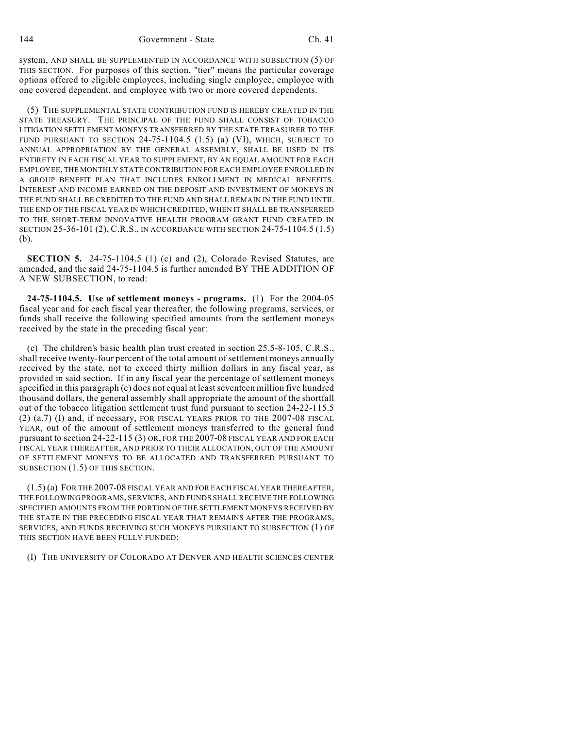system, AND SHALL BE SUPPLEMENTED IN ACCORDANCE WITH SUBSECTION (5) OF THIS SECTION. For purposes of this section, "tier" means the particular coverage options offered to eligible employees, including single employee, employee with one covered dependent, and employee with two or more covered dependents.

(5) THE SUPPLEMENTAL STATE CONTRIBUTION FUND IS HEREBY CREATED IN THE STATE TREASURY. THE PRINCIPAL OF THE FUND SHALL CONSIST OF TOBACCO LITIGATION SETTLEMENT MONEYS TRANSFERRED BY THE STATE TREASURER TO THE FUND PURSUANT TO SECTION 24-75-1104.5 (1.5) (a) (VI), WHICH, SUBJECT TO ANNUAL APPROPRIATION BY THE GENERAL ASSEMBLY, SHALL BE USED IN ITS ENTIRETY IN EACH FISCAL YEAR TO SUPPLEMENT, BY AN EQUAL AMOUNT FOR EACH EMPLOYEE, THE MONTHLY STATE CONTRIBUTION FOR EACH EMPLOYEE ENROLLED IN A GROUP BENEFIT PLAN THAT INCLUDES ENROLLMENT IN MEDICAL BENEFITS. INTEREST AND INCOME EARNED ON THE DEPOSIT AND INVESTMENT OF MONEYS IN THE FUND SHALL BE CREDITED TO THE FUND AND SHALL REMAIN IN THE FUND UNTIL THE END OF THE FISCAL YEAR IN WHICH CREDITED, WHEN IT SHALL BE TRANSFERRED TO THE SHORT-TERM INNOVATIVE HEALTH PROGRAM GRANT FUND CREATED IN SECTION 25-36-101 (2), C.R.S., IN ACCORDANCE WITH SECTION 24-75-1104.5 (1.5) (b).

**SECTION 5.** 24-75-1104.5 (1) (c) and (2), Colorado Revised Statutes, are amended, and the said 24-75-1104.5 is further amended BY THE ADDITION OF A NEW SUBSECTION, to read:

**24-75-1104.5. Use of settlement moneys - programs.** (1) For the 2004-05 fiscal year and for each fiscal year thereafter, the following programs, services, or funds shall receive the following specified amounts from the settlement moneys received by the state in the preceding fiscal year:

(c) The children's basic health plan trust created in section 25.5-8-105, C.R.S., shall receive twenty-four percent of the total amount of settlement moneys annually received by the state, not to exceed thirty million dollars in any fiscal year, as provided in said section. If in any fiscal year the percentage of settlement moneys specified in this paragraph (c) does not equal at least seventeen million five hundred thousand dollars, the general assembly shall appropriate the amount of the shortfall out of the tobacco litigation settlement trust fund pursuant to section 24-22-115.5 (2) (a.7) (I) and, if necessary, FOR FISCAL YEARS PRIOR TO THE 2007-08 FISCAL YEAR, out of the amount of settlement moneys transferred to the general fund pursuant to section 24-22-115 (3) OR, FOR THE 2007-08 FISCAL YEAR AND FOR EACH FISCAL YEAR THEREAFTER, AND PRIOR TO THEIR ALLOCATION, OUT OF THE AMOUNT OF SETTLEMENT MONEYS TO BE ALLOCATED AND TRANSFERRED PURSUANT TO SUBSECTION (1.5) OF THIS SECTION.

(1.5) (a) FOR THE 2007-08 FISCAL YEAR AND FOR EACH FISCAL YEAR THEREAFTER, THE FOLLOWING PROGRAMS, SERVICES, AND FUNDS SHALL RECEIVE THE FOLLOWING SPECIFIED AMOUNTS FROM THE PORTION OF THE SETTLEMENT MONEYS RECEIVED BY THE STATE IN THE PRECEDING FISCAL YEAR THAT REMAINS AFTER THE PROGRAMS, SERVICES, AND FUNDS RECEIVING SUCH MONEYS PURSUANT TO SUBSECTION (1) OF THIS SECTION HAVE BEEN FULLY FUNDED:

(I) THE UNIVERSITY OF COLORADO AT DENVER AND HEALTH SCIENCES CENTER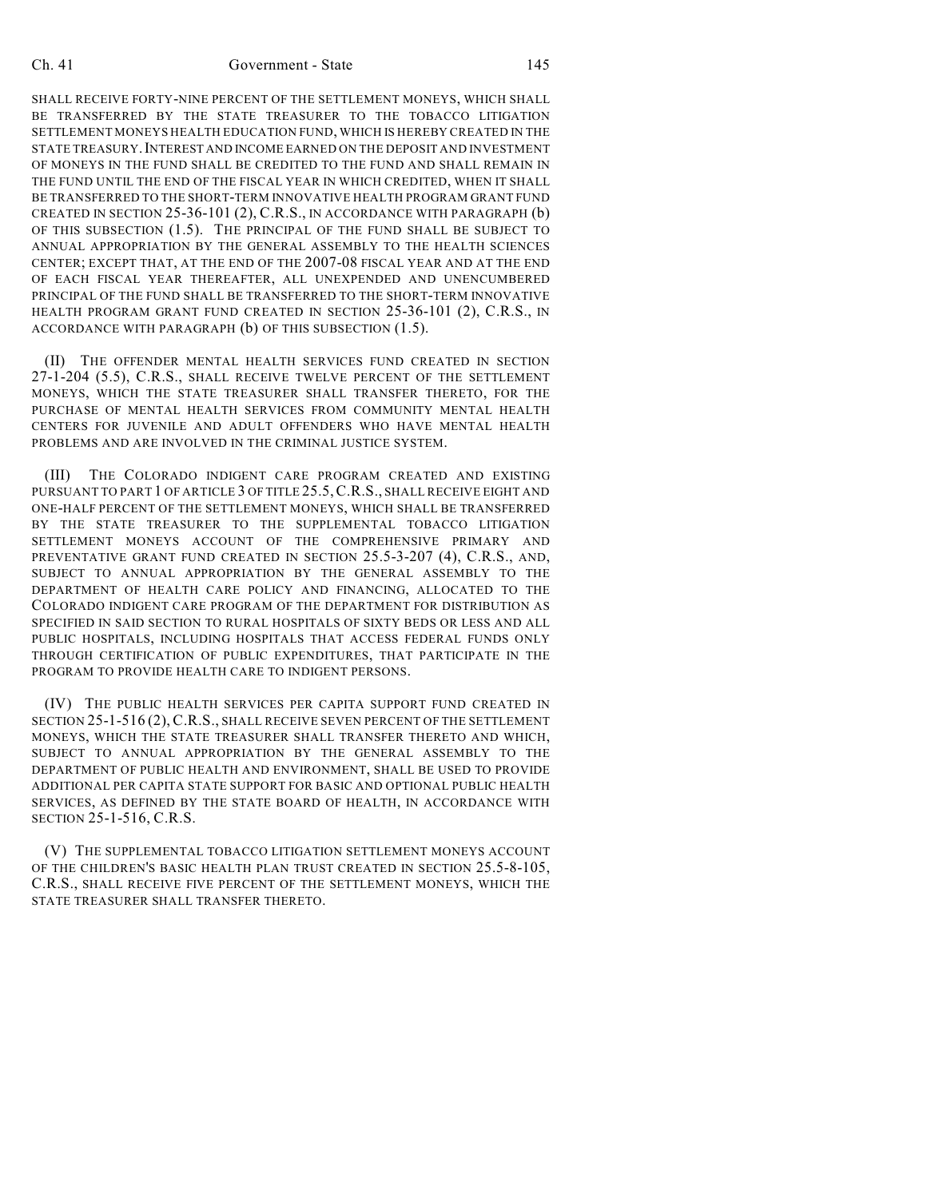SHALL RECEIVE FORTY-NINE PERCENT OF THE SETTLEMENT MONEYS, WHICH SHALL BE TRANSFERRED BY THE STATE TREASURER TO THE TOBACCO LITIGATION SETTLEMENT MONEYS HEALTH EDUCATION FUND, WHICH IS HEREBY CREATED IN THE STATE TREASURY. INTEREST AND INCOME EARNED ON THE DEPOSIT AND INVESTMENT OF MONEYS IN THE FUND SHALL BE CREDITED TO THE FUND AND SHALL REMAIN IN THE FUND UNTIL THE END OF THE FISCAL YEAR IN WHICH CREDITED, WHEN IT SHALL BE TRANSFERRED TO THE SHORT-TERM INNOVATIVE HEALTH PROGRAM GRANT FUND CREATED IN SECTION 25-36-101 (2), C.R.S., IN ACCORDANCE WITH PARAGRAPH (b) OF THIS SUBSECTION (1.5). THE PRINCIPAL OF THE FUND SHALL BE SUBJECT TO ANNUAL APPROPRIATION BY THE GENERAL ASSEMBLY TO THE HEALTH SCIENCES CENTER; EXCEPT THAT, AT THE END OF THE 2007-08 FISCAL YEAR AND AT THE END OF EACH FISCAL YEAR THEREAFTER, ALL UNEXPENDED AND UNENCUMBERED PRINCIPAL OF THE FUND SHALL BE TRANSFERRED TO THE SHORT-TERM INNOVATIVE HEALTH PROGRAM GRANT FUND CREATED IN SECTION 25-36-101 (2), C.R.S., IN ACCORDANCE WITH PARAGRAPH (b) OF THIS SUBSECTION (1.5).

(II) THE OFFENDER MENTAL HEALTH SERVICES FUND CREATED IN SECTION 27-1-204 (5.5), C.R.S., SHALL RECEIVE TWELVE PERCENT OF THE SETTLEMENT MONEYS, WHICH THE STATE TREASURER SHALL TRANSFER THERETO, FOR THE PURCHASE OF MENTAL HEALTH SERVICES FROM COMMUNITY MENTAL HEALTH CENTERS FOR JUVENILE AND ADULT OFFENDERS WHO HAVE MENTAL HEALTH PROBLEMS AND ARE INVOLVED IN THE CRIMINAL JUSTICE SYSTEM.

(III) THE COLORADO INDIGENT CARE PROGRAM CREATED AND EXISTING PURSUANT TO PART 1 OF ARTICLE 3 OF TITLE 25.5, C.R.S., SHALL RECEIVE EIGHT AND ONE-HALF PERCENT OF THE SETTLEMENT MONEYS, WHICH SHALL BE TRANSFERRED BY THE STATE TREASURER TO THE SUPPLEMENTAL TOBACCO LITIGATION SETTLEMENT MONEYS ACCOUNT OF THE COMPREHENSIVE PRIMARY AND PREVENTATIVE GRANT FUND CREATED IN SECTION 25.5-3-207 (4), C.R.S., AND, SUBJECT TO ANNUAL APPROPRIATION BY THE GENERAL ASSEMBLY TO THE DEPARTMENT OF HEALTH CARE POLICY AND FINANCING, ALLOCATED TO THE COLORADO INDIGENT CARE PROGRAM OF THE DEPARTMENT FOR DISTRIBUTION AS SPECIFIED IN SAID SECTION TO RURAL HOSPITALS OF SIXTY BEDS OR LESS AND ALL PUBLIC HOSPITALS, INCLUDING HOSPITALS THAT ACCESS FEDERAL FUNDS ONLY THROUGH CERTIFICATION OF PUBLIC EXPENDITURES, THAT PARTICIPATE IN THE PROGRAM TO PROVIDE HEALTH CARE TO INDIGENT PERSONS.

(IV) THE PUBLIC HEALTH SERVICES PER CAPITA SUPPORT FUND CREATED IN SECTION 25-1-516 (2), C.R.S., SHALL RECEIVE SEVEN PERCENT OF THE SETTLEMENT MONEYS, WHICH THE STATE TREASURER SHALL TRANSFER THERETO AND WHICH, SUBJECT TO ANNUAL APPROPRIATION BY THE GENERAL ASSEMBLY TO THE DEPARTMENT OF PUBLIC HEALTH AND ENVIRONMENT, SHALL BE USED TO PROVIDE ADDITIONAL PER CAPITA STATE SUPPORT FOR BASIC AND OPTIONAL PUBLIC HEALTH SERVICES, AS DEFINED BY THE STATE BOARD OF HEALTH, IN ACCORDANCE WITH SECTION 25-1-516, C.R.S.

(V) THE SUPPLEMENTAL TOBACCO LITIGATION SETTLEMENT MONEYS ACCOUNT OF THE CHILDREN'S BASIC HEALTH PLAN TRUST CREATED IN SECTION 25.5-8-105, C.R.S., SHALL RECEIVE FIVE PERCENT OF THE SETTLEMENT MONEYS, WHICH THE STATE TREASURER SHALL TRANSFER THERETO.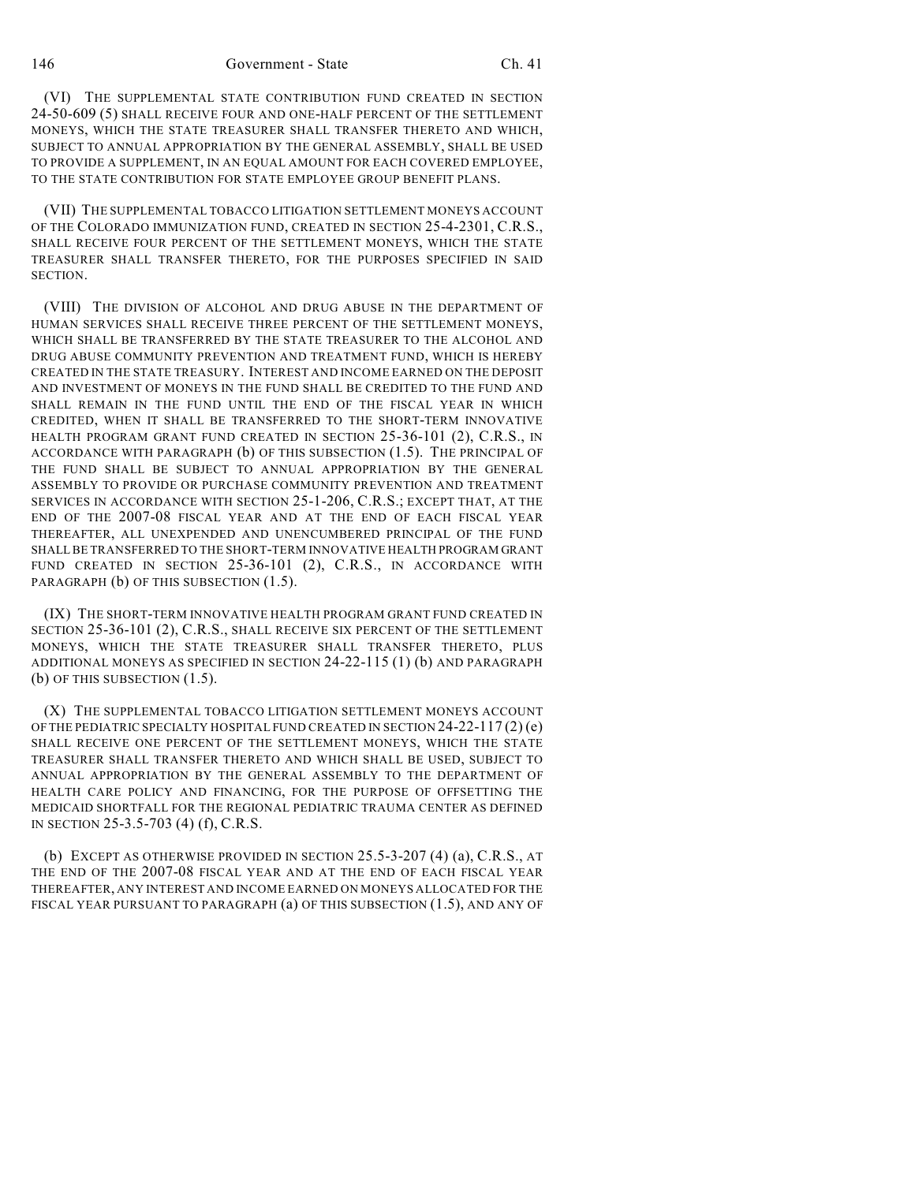(VI) THE SUPPLEMENTAL STATE CONTRIBUTION FUND CREATED IN SECTION 24-50-609 (5) SHALL RECEIVE FOUR AND ONE-HALF PERCENT OF THE SETTLEMENT MONEYS, WHICH THE STATE TREASURER SHALL TRANSFER THERETO AND WHICH, SUBJECT TO ANNUAL APPROPRIATION BY THE GENERAL ASSEMBLY, SHALL BE USED TO PROVIDE A SUPPLEMENT, IN AN EQUAL AMOUNT FOR EACH COVERED EMPLOYEE, TO THE STATE CONTRIBUTION FOR STATE EMPLOYEE GROUP BENEFIT PLANS.

(VII) THE SUPPLEMENTAL TOBACCO LITIGATION SETTLEMENT MONEYS ACCOUNT OF THE COLORADO IMMUNIZATION FUND, CREATED IN SECTION 25-4-2301, C.R.S., SHALL RECEIVE FOUR PERCENT OF THE SETTLEMENT MONEYS, WHICH THE STATE TREASURER SHALL TRANSFER THERETO, FOR THE PURPOSES SPECIFIED IN SAID SECTION.

(VIII) THE DIVISION OF ALCOHOL AND DRUG ABUSE IN THE DEPARTMENT OF HUMAN SERVICES SHALL RECEIVE THREE PERCENT OF THE SETTLEMENT MONEYS, WHICH SHALL BE TRANSFERRED BY THE STATE TREASURER TO THE ALCOHOL AND DRUG ABUSE COMMUNITY PREVENTION AND TREATMENT FUND, WHICH IS HEREBY CREATED IN THE STATE TREASURY. INTEREST AND INCOME EARNED ON THE DEPOSIT AND INVESTMENT OF MONEYS IN THE FUND SHALL BE CREDITED TO THE FUND AND SHALL REMAIN IN THE FUND UNTIL THE END OF THE FISCAL YEAR IN WHICH CREDITED, WHEN IT SHALL BE TRANSFERRED TO THE SHORT-TERM INNOVATIVE HEALTH PROGRAM GRANT FUND CREATED IN SECTION 25-36-101 (2), C.R.S., IN ACCORDANCE WITH PARAGRAPH (b) OF THIS SUBSECTION (1.5). THE PRINCIPAL OF THE FUND SHALL BE SUBJECT TO ANNUAL APPROPRIATION BY THE GENERAL ASSEMBLY TO PROVIDE OR PURCHASE COMMUNITY PREVENTION AND TREATMENT SERVICES IN ACCORDANCE WITH SECTION 25-1-206, C.R.S.; EXCEPT THAT, AT THE END OF THE 2007-08 FISCAL YEAR AND AT THE END OF EACH FISCAL YEAR THEREAFTER, ALL UNEXPENDED AND UNENCUMBERED PRINCIPAL OF THE FUND SHALL BE TRANSFERRED TO THE SHORT-TERM INNOVATIVE HEALTH PROGRAM GRANT FUND CREATED IN SECTION 25-36-101 (2), C.R.S., IN ACCORDANCE WITH PARAGRAPH (b) OF THIS SUBSECTION (1.5).

(IX) THE SHORT-TERM INNOVATIVE HEALTH PROGRAM GRANT FUND CREATED IN SECTION 25-36-101 (2), C.R.S., SHALL RECEIVE SIX PERCENT OF THE SETTLEMENT MONEYS, WHICH THE STATE TREASURER SHALL TRANSFER THERETO, PLUS ADDITIONAL MONEYS AS SPECIFIED IN SECTION 24-22-115 (1) (b) AND PARAGRAPH (b) OF THIS SUBSECTION (1.5).

(X) THE SUPPLEMENTAL TOBACCO LITIGATION SETTLEMENT MONEYS ACCOUNT OF THE PEDIATRIC SPECIALTY HOSPITAL FUND CREATED IN SECTION 24-22-117 (2) (e) SHALL RECEIVE ONE PERCENT OF THE SETTLEMENT MONEYS, WHICH THE STATE TREASURER SHALL TRANSFER THERETO AND WHICH SHALL BE USED, SUBJECT TO ANNUAL APPROPRIATION BY THE GENERAL ASSEMBLY TO THE DEPARTMENT OF HEALTH CARE POLICY AND FINANCING, FOR THE PURPOSE OF OFFSETTING THE MEDICAID SHORTFALL FOR THE REGIONAL PEDIATRIC TRAUMA CENTER AS DEFINED IN SECTION 25-3.5-703 (4) (f), C.R.S.

(b) EXCEPT AS OTHERWISE PROVIDED IN SECTION 25.5-3-207 (4) (a), C.R.S., AT THE END OF THE 2007-08 FISCAL YEAR AND AT THE END OF EACH FISCAL YEAR THEREAFTER, ANY INTEREST AND INCOME EARNED ON MONEYS ALLOCATED FOR THE FISCAL YEAR PURSUANT TO PARAGRAPH (a) OF THIS SUBSECTION (1.5), AND ANY OF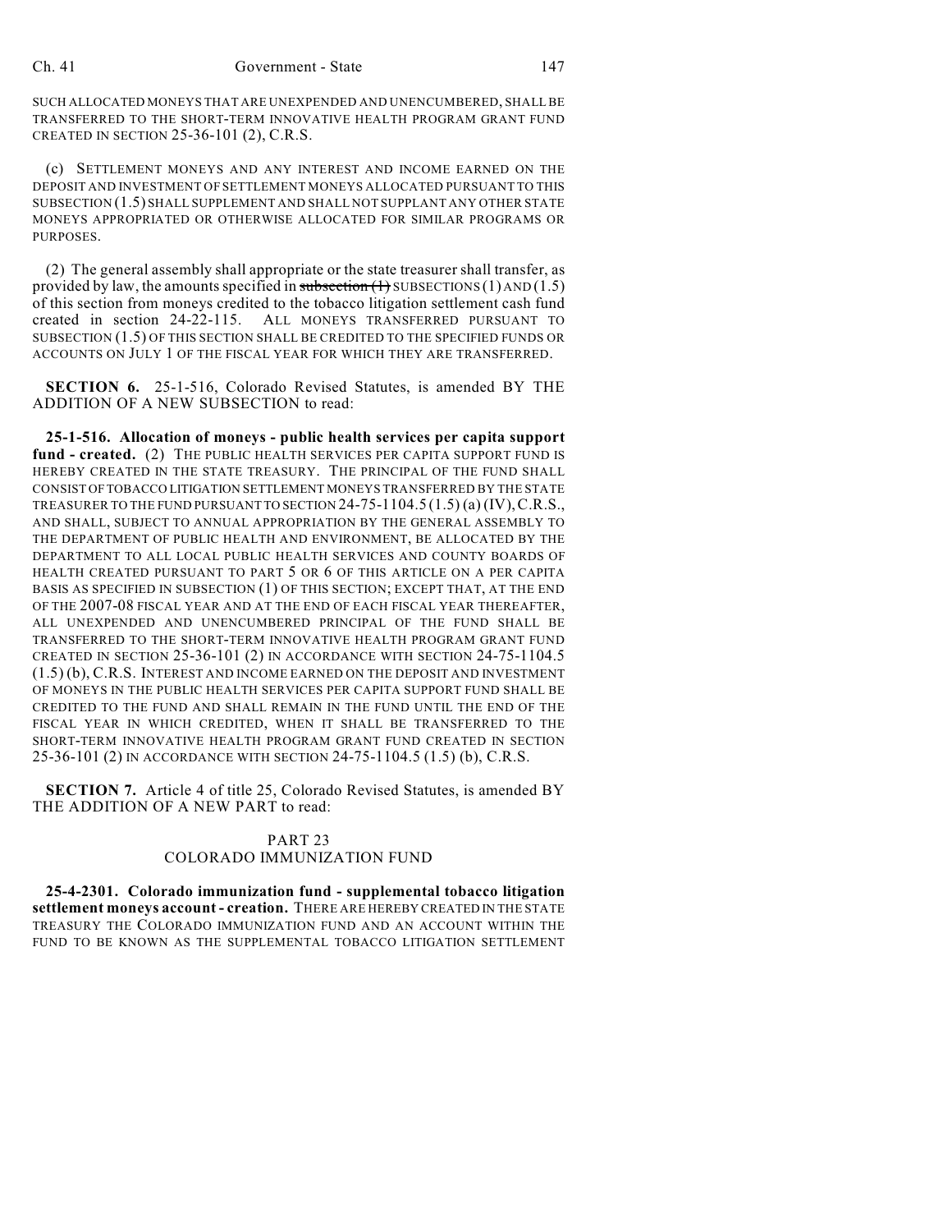SUCH ALLOCATED MONEYS THAT ARE UNEXPENDED AND UNENCUMBERED, SHALL BE TRANSFERRED TO THE SHORT-TERM INNOVATIVE HEALTH PROGRAM GRANT FUND CREATED IN SECTION 25-36-101 (2), C.R.S.

(c) SETTLEMENT MONEYS AND ANY INTEREST AND INCOME EARNED ON THE DEPOSIT AND INVESTMENT OF SETTLEMENT MONEYS ALLOCATED PURSUANT TO THIS SUBSECTION (1.5) SHALL SUPPLEMENT AND SHALL NOT SUPPLANT ANY OTHER STATE MONEYS APPROPRIATED OR OTHERWISE ALLOCATED FOR SIMILAR PROGRAMS OR PURPOSES.

(2) The general assembly shall appropriate or the state treasurer shall transfer, as provided by law, the amounts specified in ~~subsection (1)~~ SUBSECTIONS (1) AND (1.5) of this section from moneys credited to the tobacco litigation settlement cash fund created in section 24-22-115. ALL MONEYS TRANSFERRED PURSUANT TO SUBSECTION (1.5) OF THIS SECTION SHALL BE CREDITED TO THE SPECIFIED FUNDS OR ACCOUNTS ON JULY 1 OF THE FISCAL YEAR FOR WHICH THEY ARE TRANSFERRED.

**SECTION 6.** 25-1-516, Colorado Revised Statutes, is amended BY THE ADDITION OF A NEW SUBSECTION to read:

**25-1-516. Allocation of moneys - public health services per capita support fund - created.** (2) THE PUBLIC HEALTH SERVICES PER CAPITA SUPPORT FUND IS HEREBY CREATED IN THE STATE TREASURY. THE PRINCIPAL OF THE FUND SHALL CONSIST OF TOBACCO LITIGATION SETTLEMENT MONEYS TRANSFERRED BY THE STATE TREASURER TO THE FUND PURSUANT TO SECTION 24-75-1104.5 (1.5) (a) (IV), C.R.S., AND SHALL, SUBJECT TO ANNUAL APPROPRIATION BY THE GENERAL ASSEMBLY TO THE DEPARTMENT OF PUBLIC HEALTH AND ENVIRONMENT, BE ALLOCATED BY THE DEPARTMENT TO ALL LOCAL PUBLIC HEALTH SERVICES AND COUNTY BOARDS OF HEALTH CREATED PURSUANT TO PART 5 OR 6 OF THIS ARTICLE ON A PER CAPITA BASIS AS SPECIFIED IN SUBSECTION (1) OF THIS SECTION; EXCEPT THAT, AT THE END OF THE 2007-08 FISCAL YEAR AND AT THE END OF EACH FISCAL YEAR THEREAFTER, ALL UNEXPENDED AND UNENCUMBERED PRINCIPAL OF THE FUND SHALL BE TRANSFERRED TO THE SHORT-TERM INNOVATIVE HEALTH PROGRAM GRANT FUND CREATED IN SECTION 25-36-101 (2) IN ACCORDANCE WITH SECTION 24-75-1104.5 (1.5) (b), C.R.S. INTEREST AND INCOME EARNED ON THE DEPOSIT AND INVESTMENT OF MONEYS IN THE PUBLIC HEALTH SERVICES PER CAPITA SUPPORT FUND SHALL BE CREDITED TO THE FUND AND SHALL REMAIN IN THE FUND UNTIL THE END OF THE FISCAL YEAR IN WHICH CREDITED, WHEN IT SHALL BE TRANSFERRED TO THE SHORT-TERM INNOVATIVE HEALTH PROGRAM GRANT FUND CREATED IN SECTION 25-36-101 (2) IN ACCORDANCE WITH SECTION 24-75-1104.5 (1.5) (b), C.R.S.

**SECTION 7.** Article 4 of title 25, Colorado Revised Statutes, is amended BY THE ADDITION OF A NEW PART to read:

PART 23
COLORADO IMMUNIZATION FUND

**25-4-2301. Colorado immunization fund - supplemental tobacco litigation settlement moneys account - creation.** THERE ARE HEREBY CREATED IN THE STATE TREASURY THE COLORADO IMMUNIZATION FUND AND AN ACCOUNT WITHIN THE FUND TO BE KNOWN AS THE SUPPLEMENTAL TOBACCO LITIGATION SETTLEMENT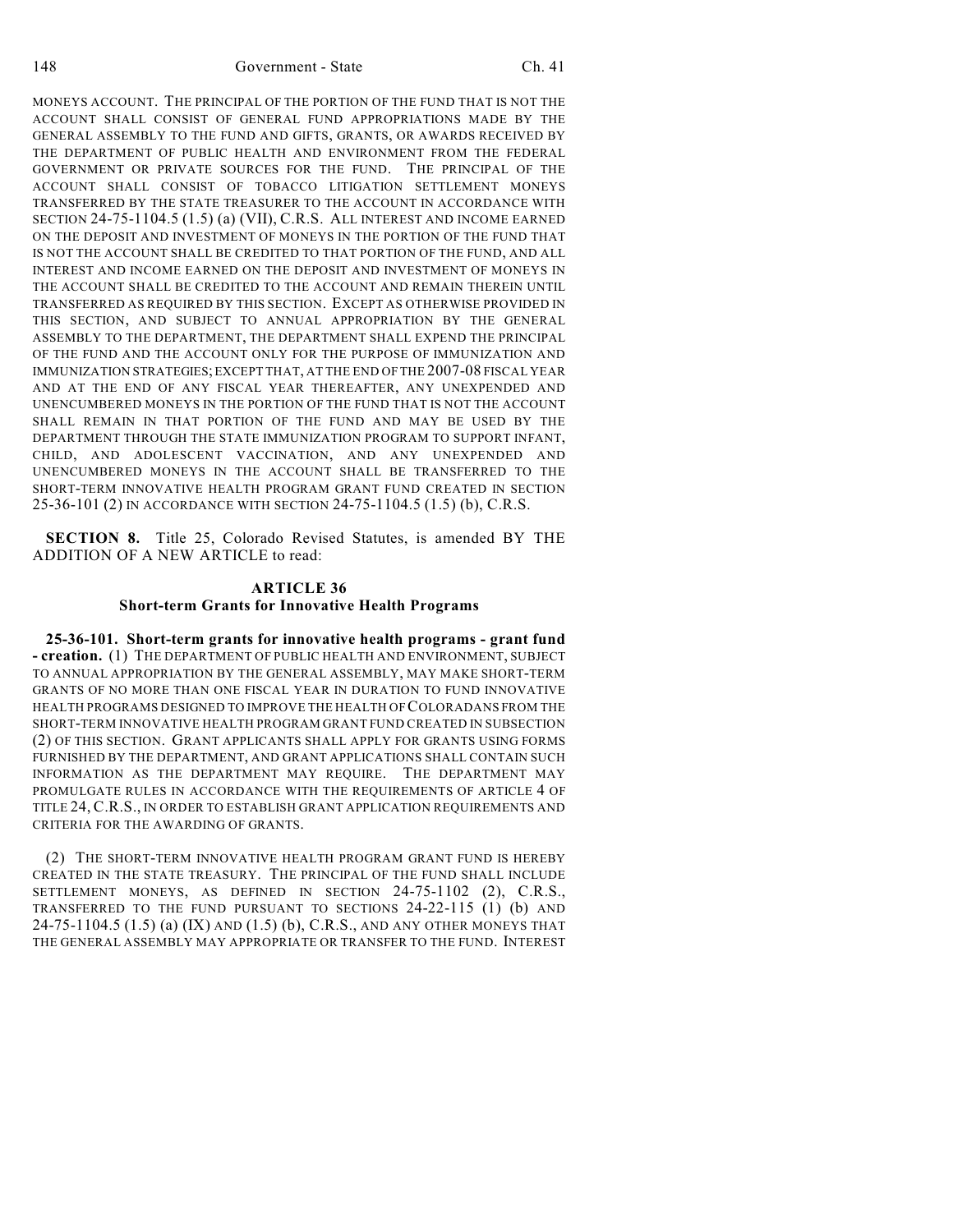MONEYS ACCOUNT. THE PRINCIPAL OF THE PORTION OF THE FUND THAT IS NOT THE ACCOUNT SHALL CONSIST OF GENERAL FUND APPROPRIATIONS MADE BY THE GENERAL ASSEMBLY TO THE FUND AND GIFTS, GRANTS, OR AWARDS RECEIVED BY THE DEPARTMENT OF PUBLIC HEALTH AND ENVIRONMENT FROM THE FEDERAL GOVERNMENT OR PRIVATE SOURCES FOR THE FUND. THE PRINCIPAL OF THE ACCOUNT SHALL CONSIST OF TOBACCO LITIGATION SETTLEMENT MONEYS TRANSFERRED BY THE STATE TREASURER TO THE ACCOUNT IN ACCORDANCE WITH SECTION 24-75-1104.5 (1.5) (a) (VII), C.R.S. ALL INTEREST AND INCOME EARNED ON THE DEPOSIT AND INVESTMENT OF MONEYS IN THE PORTION OF THE FUND THAT IS NOT THE ACCOUNT SHALL BE CREDITED TO THAT PORTION OF THE FUND, AND ALL INTEREST AND INCOME EARNED ON THE DEPOSIT AND INVESTMENT OF MONEYS IN THE ACCOUNT SHALL BE CREDITED TO THE ACCOUNT AND REMAIN THEREIN UNTIL TRANSFERRED AS REQUIRED BY THIS SECTION. EXCEPT AS OTHERWISE PROVIDED IN THIS SECTION, AND SUBJECT TO ANNUAL APPROPRIATION BY THE GENERAL ASSEMBLY TO THE DEPARTMENT, THE DEPARTMENT SHALL EXPEND THE PRINCIPAL OF THE FUND AND THE ACCOUNT ONLY FOR THE PURPOSE OF IMMUNIZATION AND IMMUNIZATION STRATEGIES; EXCEPT THAT, AT THE END OF THE 2007-08 FISCAL YEAR AND AT THE END OF ANY FISCAL YEAR THEREAFTER, ANY UNEXPENDED AND UNENCUMBERED MONEYS IN THE PORTION OF THE FUND THAT IS NOT THE ACCOUNT SHALL REMAIN IN THAT PORTION OF THE FUND AND MAY BE USED BY THE DEPARTMENT THROUGH THE STATE IMMUNIZATION PROGRAM TO SUPPORT INFANT, CHILD, AND ADOLESCENT VACCINATION, AND ANY UNEXPENDED AND UNENCUMBERED MONEYS IN THE ACCOUNT SHALL BE TRANSFERRED TO THE SHORT-TERM INNOVATIVE HEALTH PROGRAM GRANT FUND CREATED IN SECTION 25-36-101 (2) IN ACCORDANCE WITH SECTION 24-75-1104.5 (1.5) (b), C.R.S.

**SECTION 8.** Title 25, Colorado Revised Statutes, is amended BY THE ADDITION OF A NEW ARTICLE to read:

## ARTICLE 36
## Short-term Grants for Innovative Health Programs

**25-36-101. Short-term grants for innovative health programs - grant fund - creation.** (1) THE DEPARTMENT OF PUBLIC HEALTH AND ENVIRONMENT, SUBJECT TO ANNUAL APPROPRIATION BY THE GENERAL ASSEMBLY, MAY MAKE SHORT-TERM GRANTS OF NO MORE THAN ONE FISCAL YEAR IN DURATION TO FUND INNOVATIVE HEALTH PROGRAMS DESIGNED TO IMPROVE THE HEALTH OF COLORADANS FROM THE SHORT-TERM INNOVATIVE HEALTH PROGRAM GRANT FUND CREATED IN SUBSECTION (2) OF THIS SECTION. GRANT APPLICANTS SHALL APPLY FOR GRANTS USING FORMS FURNISHED BY THE DEPARTMENT, AND GRANT APPLICATIONS SHALL CONTAIN SUCH INFORMATION AS THE DEPARTMENT MAY REQUIRE. THE DEPARTMENT MAY PROMULGATE RULES IN ACCORDANCE WITH THE REQUIREMENTS OF ARTICLE 4 OF TITLE 24, C.R.S., IN ORDER TO ESTABLISH GRANT APPLICATION REQUIREMENTS AND CRITERIA FOR THE AWARDING OF GRANTS.

(2) THE SHORT-TERM INNOVATIVE HEALTH PROGRAM GRANT FUND IS HEREBY CREATED IN THE STATE TREASURY. THE PRINCIPAL OF THE FUND SHALL INCLUDE SETTLEMENT MONEYS, AS DEFINED IN SECTION 24-75-1102 (2), C.R.S., TRANSFERRED TO THE FUND PURSUANT TO SECTIONS 24-22-115 (1) (b) AND 24-75-1104.5 (1.5) (a) (IX) AND (1.5) (b), C.R.S., AND ANY OTHER MONEYS THAT THE GENERAL ASSEMBLY MAY APPROPRIATE OR TRANSFER TO THE FUND. INTEREST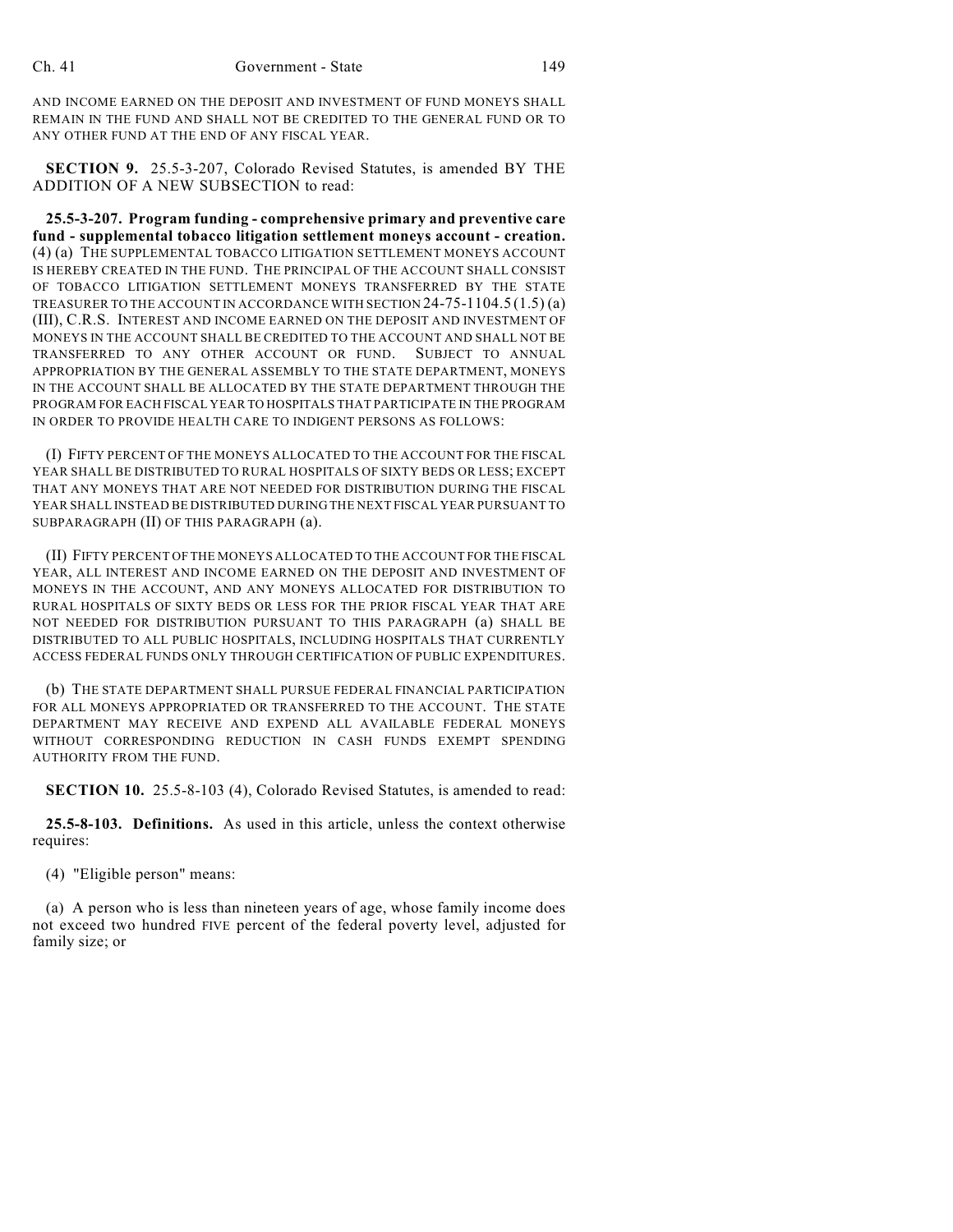AND INCOME EARNED ON THE DEPOSIT AND INVESTMENT OF FUND MONEYS SHALL REMAIN IN THE FUND AND SHALL NOT BE CREDITED TO THE GENERAL FUND OR TO ANY OTHER FUND AT THE END OF ANY FISCAL YEAR.

**SECTION 9.** 25.5-3-207, Colorado Revised Statutes, is amended BY THE ADDITION OF A NEW SUBSECTION to read:

**25.5-3-207. Program funding - comprehensive primary and preventive care fund - supplemental tobacco litigation settlement moneys account - creation.** (4) (a) THE SUPPLEMENTAL TOBACCO LITIGATION SETTLEMENT MONEYS ACCOUNT IS HEREBY CREATED IN THE FUND. THE PRINCIPAL OF THE ACCOUNT SHALL CONSIST OF TOBACCO LITIGATION SETTLEMENT MONEYS TRANSFERRED BY THE STATE TREASURER TO THE ACCOUNT IN ACCORDANCE WITH SECTION 24-75-1104.5 (1.5) (a) (III), C.R.S. INTEREST AND INCOME EARNED ON THE DEPOSIT AND INVESTMENT OF MONEYS IN THE ACCOUNT SHALL BE CREDITED TO THE ACCOUNT AND SHALL NOT BE TRANSFERRED TO ANY OTHER ACCOUNT OR FUND. SUBJECT TO ANNUAL APPROPRIATION BY THE GENERAL ASSEMBLY TO THE STATE DEPARTMENT, MONEYS IN THE ACCOUNT SHALL BE ALLOCATED BY THE STATE DEPARTMENT THROUGH THE PROGRAM FOR EACH FISCAL YEAR TO HOSPITALS THAT PARTICIPATE IN THE PROGRAM IN ORDER TO PROVIDE HEALTH CARE TO INDIGENT PERSONS AS FOLLOWS:

(I) FIFTY PERCENT OF THE MONEYS ALLOCATED TO THE ACCOUNT FOR THE FISCAL YEAR SHALL BE DISTRIBUTED TO RURAL HOSPITALS OF SIXTY BEDS OR LESS; EXCEPT THAT ANY MONEYS THAT ARE NOT NEEDED FOR DISTRIBUTION DURING THE FISCAL YEAR SHALL INSTEAD BE DISTRIBUTED DURING THE NEXT FISCAL YEAR PURSUANT TO SUBPARAGRAPH (II) OF THIS PARAGRAPH (a).

(II) FIFTY PERCENT OF THE MONEYS ALLOCATED TO THE ACCOUNT FOR THE FISCAL YEAR, ALL INTEREST AND INCOME EARNED ON THE DEPOSIT AND INVESTMENT OF MONEYS IN THE ACCOUNT, AND ANY MONEYS ALLOCATED FOR DISTRIBUTION TO RURAL HOSPITALS OF SIXTY BEDS OR LESS FOR THE PRIOR FISCAL YEAR THAT ARE NOT NEEDED FOR DISTRIBUTION PURSUANT TO THIS PARAGRAPH (a) SHALL BE DISTRIBUTED TO ALL PUBLIC HOSPITALS, INCLUDING HOSPITALS THAT CURRENTLY ACCESS FEDERAL FUNDS ONLY THROUGH CERTIFICATION OF PUBLIC EXPENDITURES.

(b) THE STATE DEPARTMENT SHALL PURSUE FEDERAL FINANCIAL PARTICIPATION FOR ALL MONEYS APPROPRIATED OR TRANSFERRED TO THE ACCOUNT. THE STATE DEPARTMENT MAY RECEIVE AND EXPEND ALL AVAILABLE FEDERAL MONEYS WITHOUT CORRESPONDING REDUCTION IN CASH FUNDS EXEMPT SPENDING AUTHORITY FROM THE FUND.

**SECTION 10.** 25.5-8-103 (4), Colorado Revised Statutes, is amended to read:

**25.5-8-103. Definitions.** As used in this article, unless the context otherwise requires:

(4) "Eligible person" means:

(a) A person who is less than nineteen years of age, whose family income does not exceed two hundred FIVE percent of the federal poverty level, adjusted for family size; or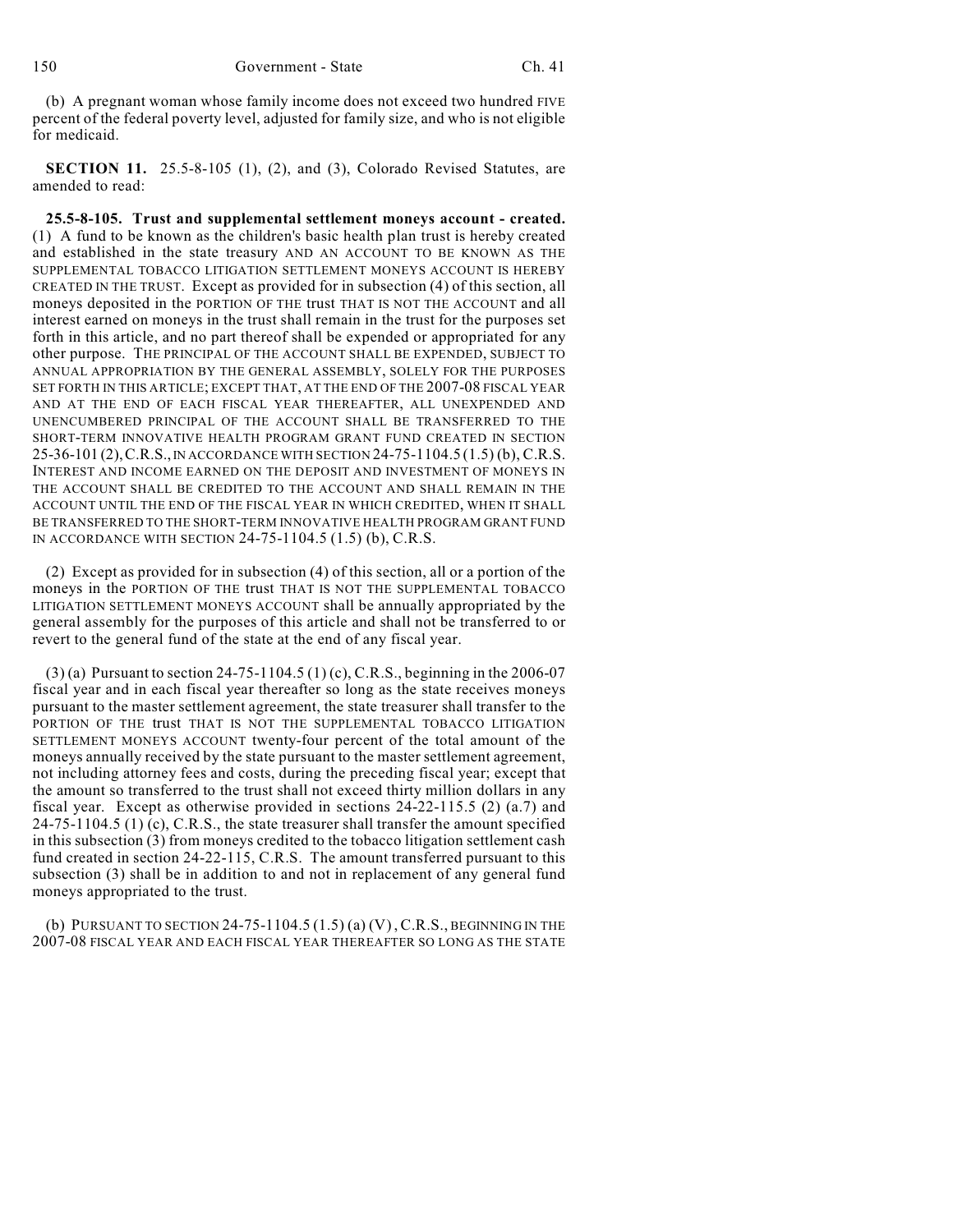(b) A pregnant woman whose family income does not exceed two hundred FIVE percent of the federal poverty level, adjusted for family size, and who is not eligible for medicaid.

**SECTION 11.** 25.5-8-105 (1), (2), and (3), Colorado Revised Statutes, are amended to read:

**25.5-8-105. Trust and supplemental settlement moneys account - created.** (1) A fund to be known as the children's basic health plan trust is hereby created and established in the state treasury AND AN ACCOUNT TO BE KNOWN AS THE SUPPLEMENTAL TOBACCO LITIGATION SETTLEMENT MONEYS ACCOUNT IS HEREBY CREATED IN THE TRUST. Except as provided for in subsection (4) of this section, all moneys deposited in the PORTION OF THE trust THAT IS NOT THE ACCOUNT and all interest earned on moneys in the trust shall remain in the trust for the purposes set forth in this article, and no part thereof shall be expended or appropriated for any other purpose. THE PRINCIPAL OF THE ACCOUNT SHALL BE EXPENDED, SUBJECT TO ANNUAL APPROPRIATION BY THE GENERAL ASSEMBLY, SOLELY FOR THE PURPOSES SET FORTH IN THIS ARTICLE; EXCEPT THAT, AT THE END OF THE 2007-08 FISCAL YEAR AND AT THE END OF EACH FISCAL YEAR THEREAFTER, ALL UNEXPENDED AND UNENCUMBERED PRINCIPAL OF THE ACCOUNT SHALL BE TRANSFERRED TO THE SHORT-TERM INNOVATIVE HEALTH PROGRAM GRANT FUND CREATED IN SECTION 25-36-101 (2), C.R.S., IN ACCORDANCE WITH SECTION 24-75-1104.5 (1.5) (b), C.R.S. INTEREST AND INCOME EARNED ON THE DEPOSIT AND INVESTMENT OF MONEYS IN THE ACCOUNT SHALL BE CREDITED TO THE ACCOUNT AND SHALL REMAIN IN THE ACCOUNT UNTIL THE END OF THE FISCAL YEAR IN WHICH CREDITED, WHEN IT SHALL BE TRANSFERRED TO THE SHORT-TERM INNOVATIVE HEALTH PROGRAM GRANT FUND IN ACCORDANCE WITH SECTION 24-75-1104.5 (1.5) (b), C.R.S.

(2) Except as provided for in subsection (4) of this section, all or a portion of the moneys in the PORTION OF THE trust THAT IS NOT THE SUPPLEMENTAL TOBACCO LITIGATION SETTLEMENT MONEYS ACCOUNT shall be annually appropriated by the general assembly for the purposes of this article and shall not be transferred to or revert to the general fund of the state at the end of any fiscal year.

(3) (a) Pursuant to section 24-75-1104.5 (1) (c), C.R.S., beginning in the 2006-07 fiscal year and in each fiscal year thereafter so long as the state receives moneys pursuant to the master settlement agreement, the state treasurer shall transfer to the PORTION OF THE trust THAT IS NOT THE SUPPLEMENTAL TOBACCO LITIGATION SETTLEMENT MONEYS ACCOUNT twenty-four percent of the total amount of the moneys annually received by the state pursuant to the master settlement agreement, not including attorney fees and costs, during the preceding fiscal year; except that the amount so transferred to the trust shall not exceed thirty million dollars in any fiscal year. Except as otherwise provided in sections 24-22-115.5 (2) (a.7) and 24-75-1104.5 (1) (c), C.R.S., the state treasurer shall transfer the amount specified in this subsection (3) from moneys credited to the tobacco litigation settlement cash fund created in section 24-22-115, C.R.S. The amount transferred pursuant to this subsection (3) shall be in addition to and not in replacement of any general fund moneys appropriated to the trust.

(b) PURSUANT TO SECTION 24-75-1104.5 (1.5) (a) (V), C.R.S., BEGINNING IN THE 2007-08 FISCAL YEAR AND EACH FISCAL YEAR THEREAFTER SO LONG AS THE STATE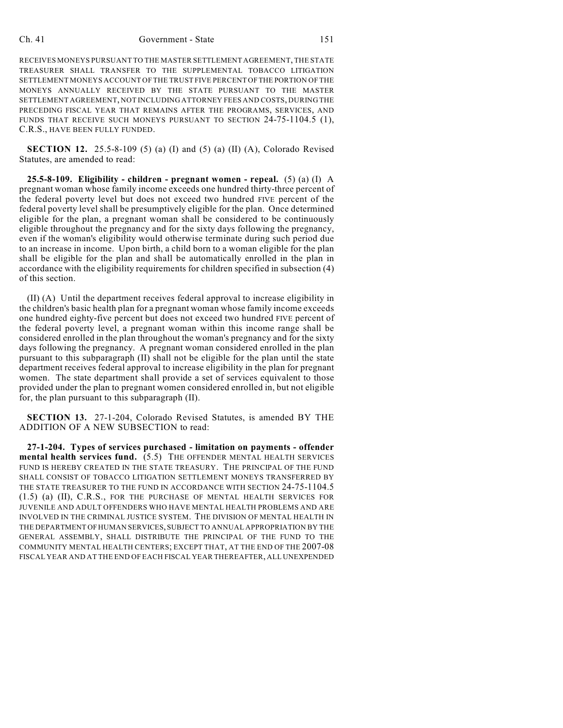RECEIVES MONEYS PURSUANT TO THE MASTER SETTLEMENT AGREEMENT, THE STATE TREASURER SHALL TRANSFER TO THE SUPPLEMENTAL TOBACCO LITIGATION SETTLEMENT MONEYS ACCOUNT OF THE TRUST FIVE PERCENT OF THE PORTION OF THE MONEYS ANNUALLY RECEIVED BY THE STATE PURSUANT TO THE MASTER SETTLEMENT AGREEMENT, NOT INCLUDING ATTORNEY FEES AND COSTS, DURING THE PRECEDING FISCAL YEAR THAT REMAINS AFTER THE PROGRAMS, SERVICES, AND FUNDS THAT RECEIVE SUCH MONEYS PURSUANT TO SECTION 24-75-1104.5 (1), C.R.S., HAVE BEEN FULLY FUNDED.

**SECTION 12.** 25.5-8-109 (5) (a) (I) and (5) (a) (II) (A), Colorado Revised Statutes, are amended to read:

**25.5-8-109. Eligibility - children - pregnant women - repeal.** (5) (a) (I) A pregnant woman whose family income exceeds one hundred thirty-three percent of the federal poverty level but does not exceed two hundred FIVE percent of the federal poverty level shall be presumptively eligible for the plan. Once determined eligible for the plan, a pregnant woman shall be considered to be continuously eligible throughout the pregnancy and for the sixty days following the pregnancy, even if the woman's eligibility would otherwise terminate during such period due to an increase in income. Upon birth, a child born to a woman eligible for the plan shall be eligible for the plan and shall be automatically enrolled in the plan in accordance with the eligibility requirements for children specified in subsection (4) of this section.

(II) (A) Until the department receives federal approval to increase eligibility in the children's basic health plan for a pregnant woman whose family income exceeds one hundred eighty-five percent but does not exceed two hundred FIVE percent of the federal poverty level, a pregnant woman within this income range shall be considered enrolled in the plan throughout the woman's pregnancy and for the sixty days following the pregnancy. A pregnant woman considered enrolled in the plan pursuant to this subparagraph (II) shall not be eligible for the plan until the state department receives federal approval to increase eligibility in the plan for pregnant women. The state department shall provide a set of services equivalent to those provided under the plan to pregnant women considered enrolled in, but not eligible for, the plan pursuant to this subparagraph (II).

**SECTION 13.** 27-1-204, Colorado Revised Statutes, is amended BY THE ADDITION OF A NEW SUBSECTION to read:

**27-1-204. Types of services purchased - limitation on payments - offender mental health services fund.** (5.5) THE OFFENDER MENTAL HEALTH SERVICES FUND IS HEREBY CREATED IN THE STATE TREASURY. THE PRINCIPAL OF THE FUND SHALL CONSIST OF TOBACCO LITIGATION SETTLEMENT MONEYS TRANSFERRED BY THE STATE TREASURER TO THE FUND IN ACCORDANCE WITH SECTION 24-75-1104.5 (1.5) (a) (II), C.R.S., FOR THE PURCHASE OF MENTAL HEALTH SERVICES FOR JUVENILE AND ADULT OFFENDERS WHO HAVE MENTAL HEALTH PROBLEMS AND ARE INVOLVED IN THE CRIMINAL JUSTICE SYSTEM. THE DIVISION OF MENTAL HEALTH IN THE DEPARTMENT OF HUMAN SERVICES, SUBJECT TO ANNUAL APPROPRIATION BY THE GENERAL ASSEMBLY, SHALL DISTRIBUTE THE PRINCIPAL OF THE FUND TO THE COMMUNITY MENTAL HEALTH CENTERS; EXCEPT THAT, AT THE END OF THE 2007-08 FISCAL YEAR AND AT THE END OF EACH FISCAL YEAR THEREAFTER, ALL UNEXPENDED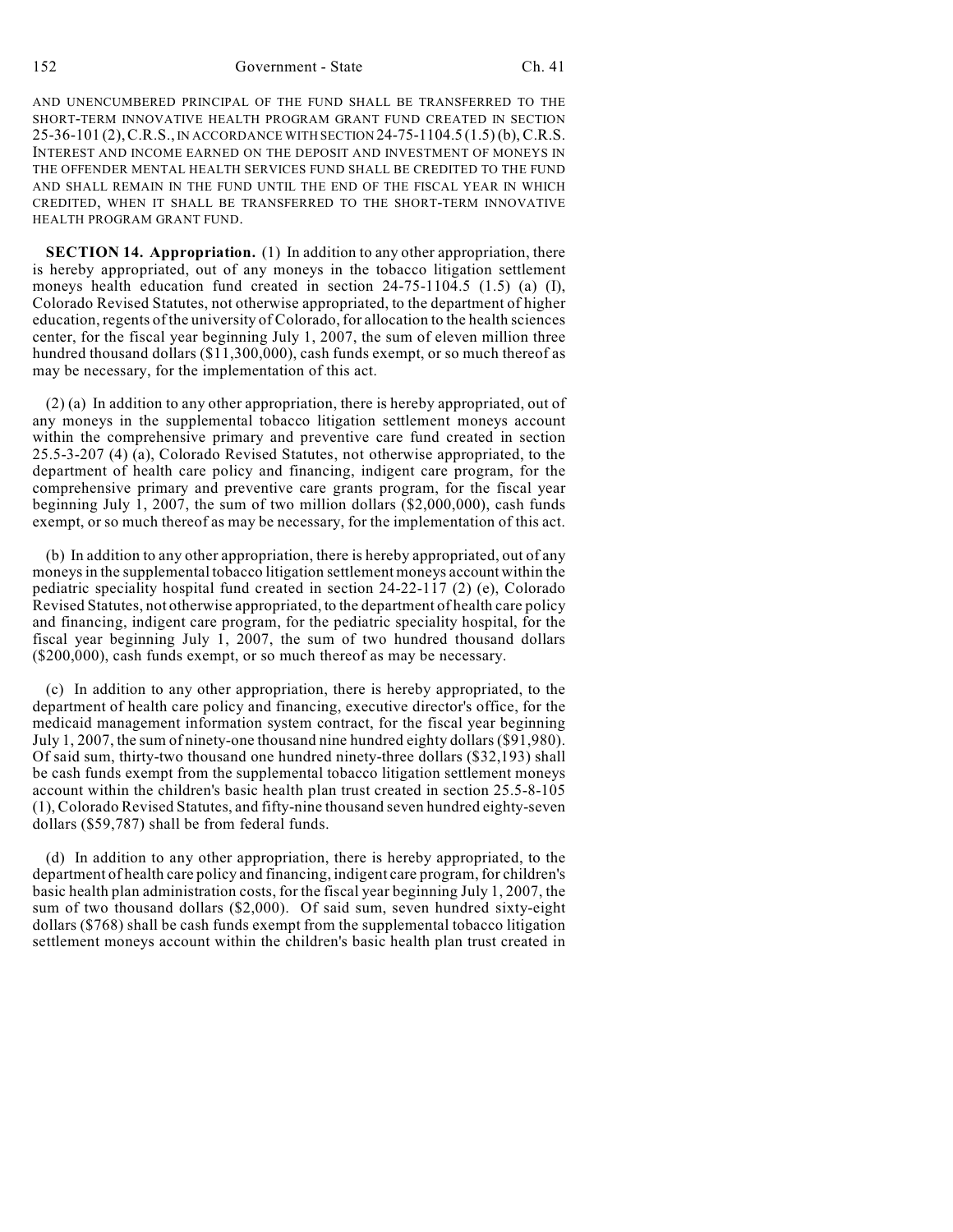AND UNENCUMBERED PRINCIPAL OF THE FUND SHALL BE TRANSFERRED TO THE SHORT-TERM INNOVATIVE HEALTH PROGRAM GRANT FUND CREATED IN SECTION 25-36-101 (2), C.R.S., IN ACCORDANCE WITH SECTION 24-75-1104.5 (1.5) (b), C.R.S. INTEREST AND INCOME EARNED ON THE DEPOSIT AND INVESTMENT OF MONEYS IN THE OFFENDER MENTAL HEALTH SERVICES FUND SHALL BE CREDITED TO THE FUND AND SHALL REMAIN IN THE FUND UNTIL THE END OF THE FISCAL YEAR IN WHICH CREDITED, WHEN IT SHALL BE TRANSFERRED TO THE SHORT-TERM INNOVATIVE HEALTH PROGRAM GRANT FUND.

**SECTION 14. Appropriation.** (1) In addition to any other appropriation, there is hereby appropriated, out of any moneys in the tobacco litigation settlement moneys health education fund created in section 24-75-1104.5 (1.5) (a) (I), Colorado Revised Statutes, not otherwise appropriated, to the department of higher education, regents of the university of Colorado, for allocation to the health sciences center, for the fiscal year beginning July 1, 2007, the sum of eleven million three hundred thousand dollars ($11,300,000), cash funds exempt, or so much thereof as may be necessary, for the implementation of this act.

(2) (a) In addition to any other appropriation, there is hereby appropriated, out of any moneys in the supplemental tobacco litigation settlement moneys account within the comprehensive primary and preventive care fund created in section 25.5-3-207 (4) (a), Colorado Revised Statutes, not otherwise appropriated, to the department of health care policy and financing, indigent care program, for the comprehensive primary and preventive care grants program, for the fiscal year beginning July 1, 2007, the sum of two million dollars ($2,000,000), cash funds exempt, or so much thereof as may be necessary, for the implementation of this act.

(b) In addition to any other appropriation, there is hereby appropriated, out of any moneys in the supplemental tobacco litigation settlement moneys account within the pediatric speciality hospital fund created in section 24-22-117 (2) (e), Colorado Revised Statutes, not otherwise appropriated, to the department of health care policy and financing, indigent care program, for the pediatric speciality hospital, for the fiscal year beginning July 1, 2007, the sum of two hundred thousand dollars ($200,000), cash funds exempt, or so much thereof as may be necessary.

(c) In addition to any other appropriation, there is hereby appropriated, to the department of health care policy and financing, executive director's office, for the medicaid management information system contract, for the fiscal year beginning July 1, 2007, the sum of ninety-one thousand nine hundred eighty dollars ($91,980). Of said sum, thirty-two thousand one hundred ninety-three dollars ($32,193) shall be cash funds exempt from the supplemental tobacco litigation settlement moneys account within the children's basic health plan trust created in section 25.5-8-105 (1), Colorado Revised Statutes, and fifty-nine thousand seven hundred eighty-seven dollars ($59,787) shall be from federal funds.

(d) In addition to any other appropriation, there is hereby appropriated, to the department of health care policy and financing, indigent care program, for children's basic health plan administration costs, for the fiscal year beginning July 1, 2007, the sum of two thousand dollars ($2,000). Of said sum, seven hundred sixty-eight dollars ($768) shall be cash funds exempt from the supplemental tobacco litigation settlement moneys account within the children's basic health plan trust created in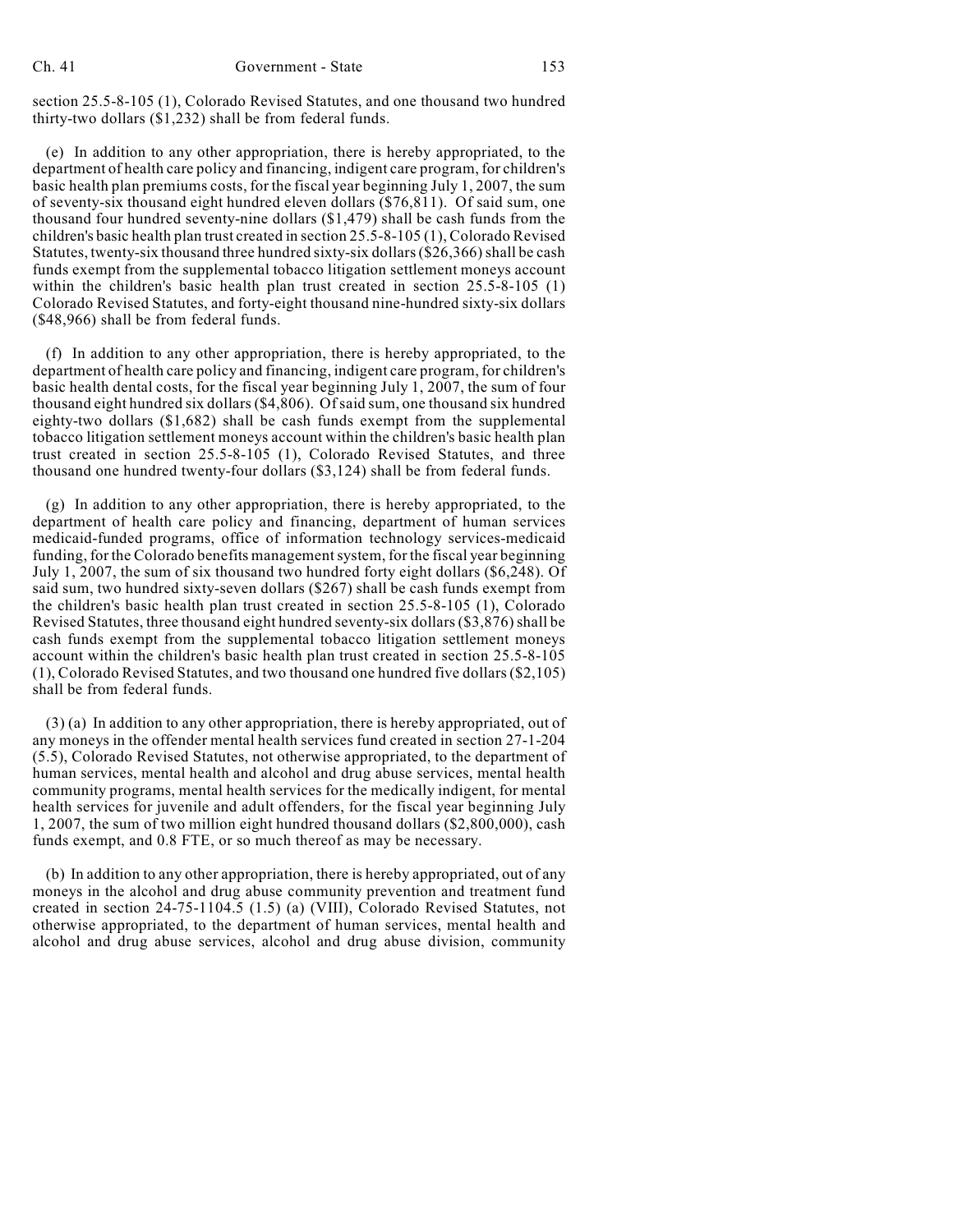section 25.5-8-105 (1), Colorado Revised Statutes, and one thousand two hundred thirty-two dollars ($1,232) shall be from federal funds.

(e) In addition to any other appropriation, there is hereby appropriated, to the department of health care policy and financing, indigent care program, for children's basic health plan premiums costs, for the fiscal year beginning July 1, 2007, the sum of seventy-six thousand eight hundred eleven dollars ($76,811). Of said sum, one thousand four hundred seventy-nine dollars ($1,479) shall be cash funds from the children's basic health plan trust created in section 25.5-8-105 (1), Colorado Revised Statutes, twenty-six thousand three hundred sixty-six dollars ($26,366) shall be cash funds exempt from the supplemental tobacco litigation settlement moneys account within the children's basic health plan trust created in section 25.5-8-105 (1) Colorado Revised Statutes, and forty-eight thousand nine-hundred sixty-six dollars ($48,966) shall be from federal funds.

(f) In addition to any other appropriation, there is hereby appropriated, to the department of health care policy and financing, indigent care program, for children's basic health dental costs, for the fiscal year beginning July 1, 2007, the sum of four thousand eight hundred six dollars ($4,806). Of said sum, one thousand six hundred eighty-two dollars ($1,682) shall be cash funds exempt from the supplemental tobacco litigation settlement moneys account within the children's basic health plan trust created in section 25.5-8-105 (1), Colorado Revised Statutes, and three thousand one hundred twenty-four dollars ($3,124) shall be from federal funds.

(g) In addition to any other appropriation, there is hereby appropriated, to the department of health care policy and financing, department of human services medicaid-funded programs, office of information technology services-medicaid funding, for the Colorado benefits management system, for the fiscal year beginning July 1, 2007, the sum of six thousand two hundred forty eight dollars ($6,248). Of said sum, two hundred sixty-seven dollars ($267) shall be cash funds exempt from the children's basic health plan trust created in section 25.5-8-105 (1), Colorado Revised Statutes, three thousand eight hundred seventy-six dollars ($3,876) shall be cash funds exempt from the supplemental tobacco litigation settlement moneys account within the children's basic health plan trust created in section 25.5-8-105 (1), Colorado Revised Statutes, and two thousand one hundred five dollars ($2,105) shall be from federal funds.

(3) (a) In addition to any other appropriation, there is hereby appropriated, out of any moneys in the offender mental health services fund created in section 27-1-204 (5.5), Colorado Revised Statutes, not otherwise appropriated, to the department of human services, mental health and alcohol and drug abuse services, mental health community programs, mental health services for the medically indigent, for mental health services for juvenile and adult offenders, for the fiscal year beginning July 1, 2007, the sum of two million eight hundred thousand dollars ($2,800,000), cash funds exempt, and 0.8 FTE, or so much thereof as may be necessary.

(b) In addition to any other appropriation, there is hereby appropriated, out of any moneys in the alcohol and drug abuse community prevention and treatment fund created in section 24-75-1104.5 (1.5) (a) (VIII), Colorado Revised Statutes, not otherwise appropriated, to the department of human services, mental health and alcohol and drug abuse services, alcohol and drug abuse division, community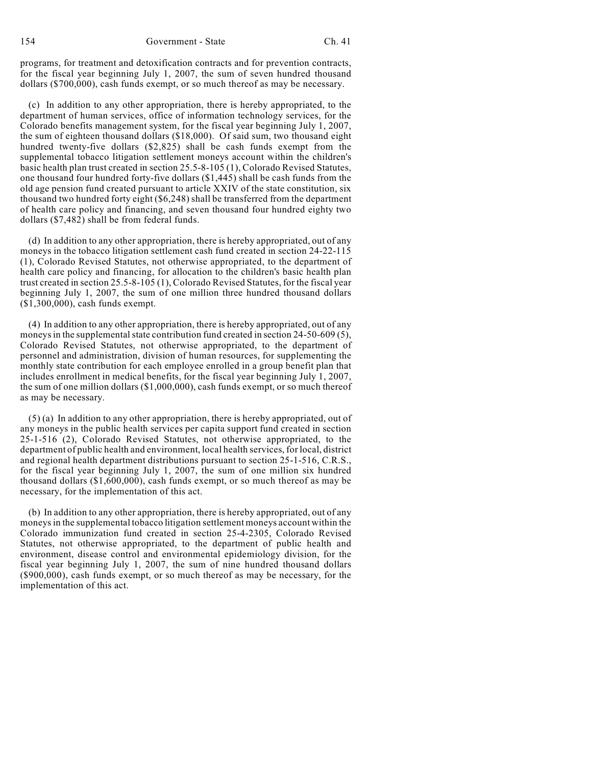programs, for treatment and detoxification contracts and for prevention contracts, for the fiscal year beginning July 1, 2007, the sum of seven hundred thousand dollars ($700,000), cash funds exempt, or so much thereof as may be necessary.

(c) In addition to any other appropriation, there is hereby appropriated, to the department of human services, office of information technology services, for the Colorado benefits management system, for the fiscal year beginning July 1, 2007, the sum of eighteen thousand dollars ($18,000). Of said sum, two thousand eight hundred twenty-five dollars ($2,825) shall be cash funds exempt from the supplemental tobacco litigation settlement moneys account within the children's basic health plan trust created in section 25.5-8-105 (1), Colorado Revised Statutes, one thousand four hundred forty-five dollars ($1,445) shall be cash funds from the old age pension fund created pursuant to article XXIV of the state constitution, six thousand two hundred forty eight ($6,248) shall be transferred from the department of health care policy and financing, and seven thousand four hundred eighty two dollars ($7,482) shall be from federal funds.

(d) In addition to any other appropriation, there is hereby appropriated, out of any moneys in the tobacco litigation settlement cash fund created in section 24-22-115 (1), Colorado Revised Statutes, not otherwise appropriated, to the department of health care policy and financing, for allocation to the children's basic health plan trust created in section 25.5-8-105 (1), Colorado Revised Statutes, for the fiscal year beginning July 1, 2007, the sum of one million three hundred thousand dollars ($1,300,000), cash funds exempt.

(4) In addition to any other appropriation, there is hereby appropriated, out of any moneys in the supplemental state contribution fund created in section 24-50-609 (5), Colorado Revised Statutes, not otherwise appropriated, to the department of personnel and administration, division of human resources, for supplementing the monthly state contribution for each employee enrolled in a group benefit plan that includes enrollment in medical benefits, for the fiscal year beginning July 1, 2007, the sum of one million dollars ($1,000,000), cash funds exempt, or so much thereof as may be necessary.

(5) (a) In addition to any other appropriation, there is hereby appropriated, out of any moneys in the public health services per capita support fund created in section 25-1-516 (2), Colorado Revised Statutes, not otherwise appropriated, to the department of public health and environment, local health services, for local, district and regional health department distributions pursuant to section 25-1-516, C.R.S., for the fiscal year beginning July 1, 2007, the sum of one million six hundred thousand dollars ($1,600,000), cash funds exempt, or so much thereof as may be necessary, for the implementation of this act.

(b) In addition to any other appropriation, there is hereby appropriated, out of any moneys in the supplemental tobacco litigation settlement moneys account within the Colorado immunization fund created in section 25-4-2305, Colorado Revised Statutes, not otherwise appropriated, to the department of public health and environment, disease control and environmental epidemiology division, for the fiscal year beginning July 1, 2007, the sum of nine hundred thousand dollars ($900,000), cash funds exempt, or so much thereof as may be necessary, for the implementation of this act.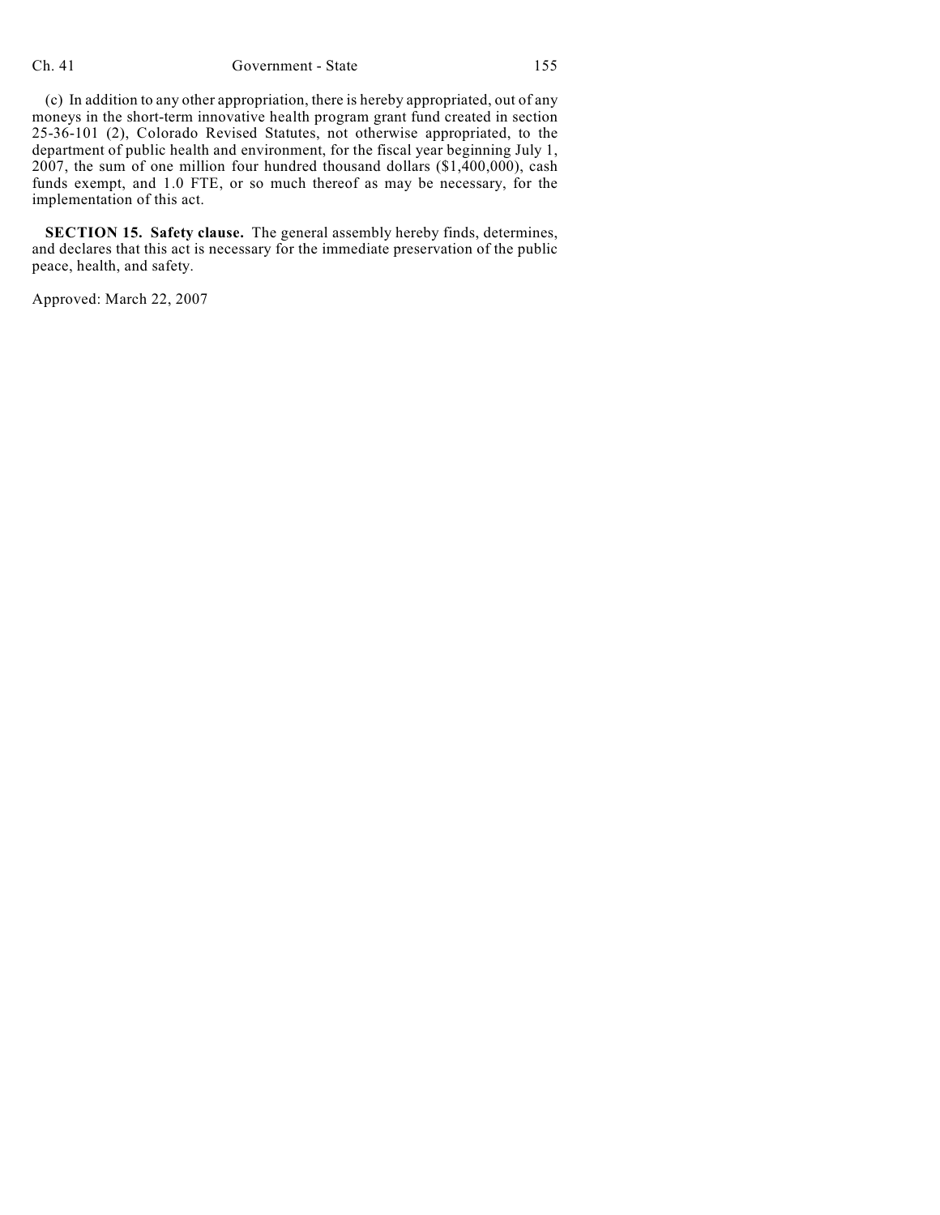(c) In addition to any other appropriation, there is hereby appropriated, out of any moneys in the short-term innovative health program grant fund created in section 25-36-101 (2), Colorado Revised Statutes, not otherwise appropriated, to the department of public health and environment, for the fiscal year beginning July 1, 2007, the sum of one million four hundred thousand dollars ($1,400,000), cash funds exempt, and 1.0 FTE, or so much thereof as may be necessary, for the implementation of this act.

**SECTION 15. Safety clause.** The general assembly hereby finds, determines, and declares that this act is necessary for the immediate preservation of the public peace, health, and safety.

Approved: March 22, 2007